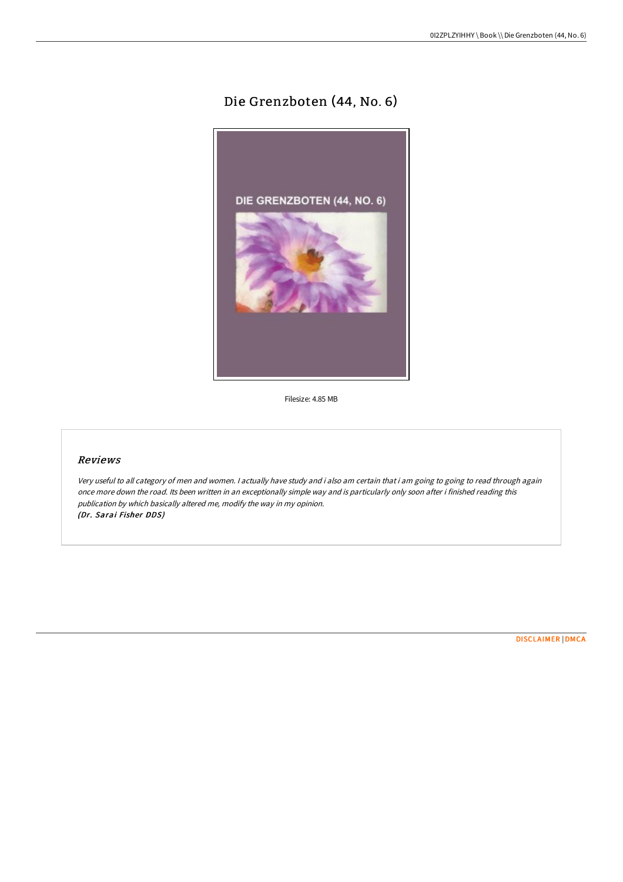# Die Grenzboten (44, No. 6)

Filesize: 4.85 MB

## *Reviews*

*Very useful to all category of men and women. I actually have study and i also am certain that i am going to going to read through again once more down the road. Its been written in an exceptionally simple way and is particularly only soon after i finished reading this publication by which basically altered me, modify the way in my opinion.*
*(Dr. Sarai Fisher DDS)*

DISCLAIMER | DMCA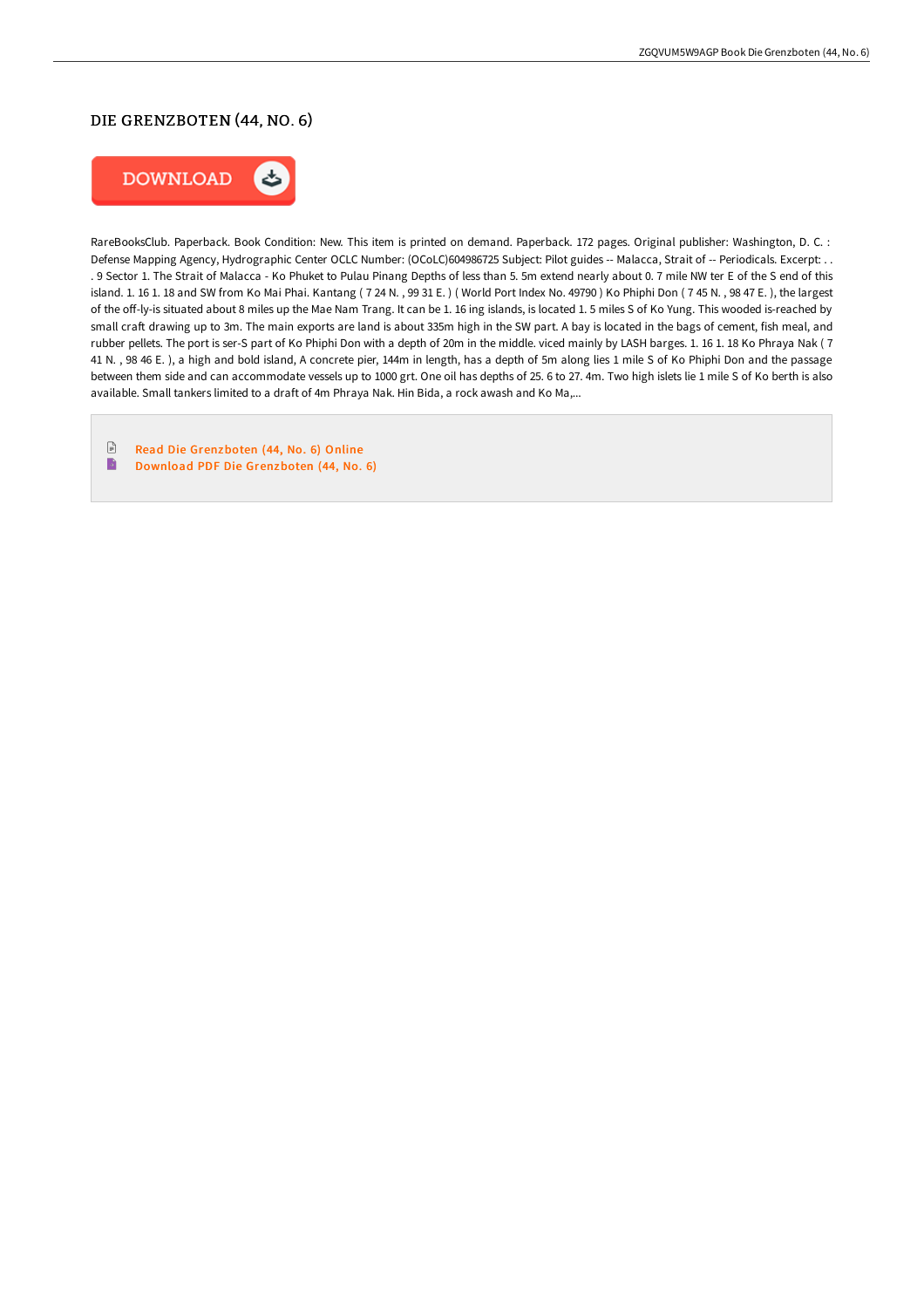# DIE GRENZBOTEN (44, NO. 6)

DOWNLOAD

RareBooksClub. Paperback. Book Condition: New. This item is printed on demand. Paperback. 172 pages. Original publisher: Washington, D. C. : Defense Mapping Agency, Hydrographic Center OCLC Number: (OCoLC)604986725 Subject: Pilot guides -- Malacca, Strait of -- Periodicals. Excerpt: . . . 9 Sector 1. The Strait of Malacca - Ko Phuket to Pulau Pinang Depths of less than 5. 5m extend nearly about 0. 7 mile NW ter E of the S end of this island. 1. 16 1. 18 and SW from Ko Mai Phai. Kantang ( 7 24 N. , 99 31 E. ) ( World Port Index No. 49790 ) Ko Phiphi Don ( 7 45 N. , 98 47 E. ), the largest of the off-ly-is situated about 8 miles up the Mae Nam Trang. It can be 1. 16 ing islands, is located 1. 5 miles S of Ko Yung. This wooded is-reached by small craft drawing up to 3m. The main exports are land is about 335m high in the SW part. A bay is located in the bags of cement, fish meal, and rubber pellets. The port is ser-S part of Ko Phiphi Don with a depth of 20m in the middle. viced mainly by LASH barges. 1. 16 1. 18 Ko Phraya Nak ( 7 41 N. , 98 46 E. ), a high and bold island, A concrete pier, 144m in length, has a depth of 5m along lies 1 mile S of Ko Phiphi Don and the passage between them side and can accommodate vessels up to 1000 grt. One oil has depths of 25. 6 to 27. 4m. Two high islets lie 1 mile S of Ko berth is also available. Small tankers limited to a draft of 4m Phraya Nak. Hin Bida, a rock awash and Ko Ma,...

- Read Die Grenzboten (44, No. 6) Online
- Download PDF Die Grenzboten (44, No. 6)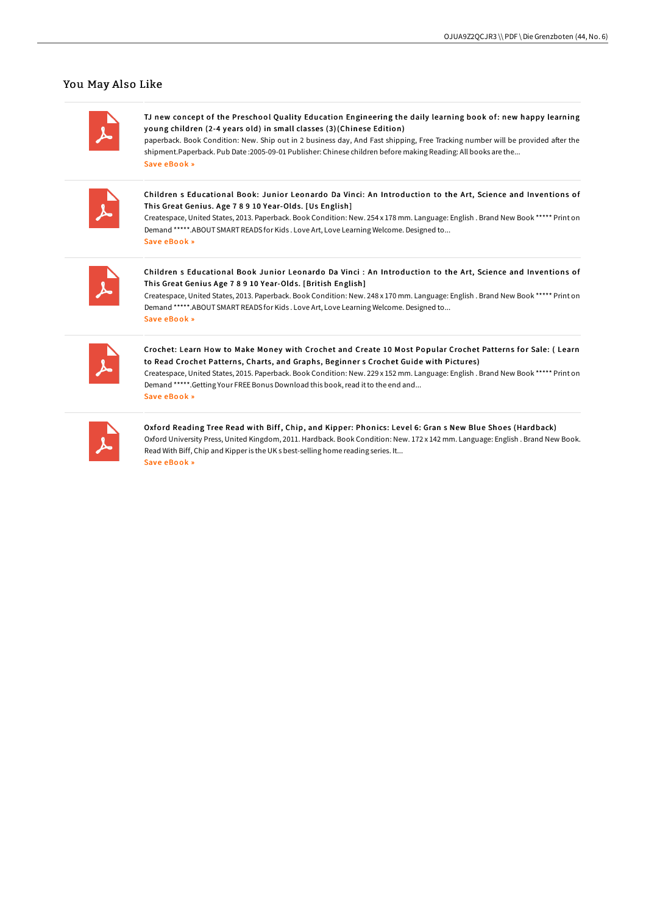## You May Also Like

**TJ new concept of the Preschool Quality Education Engineering the daily learning book of: new happy learning young children (2-4 years old) in small classes (3)(Chinese Edition)**

paperback. Book Condition: New. Ship out in 2 business day, And Fast shipping, Free Tracking number will be provided after the shipment.Paperback. Pub Date :2005-09-01 Publisher: Chinese children before making Reading: All books are the...

Save eBook »

**Children s Educational Book: Junior Leonardo Da Vinci: An Introduction to the Art, Science and Inventions of This Great Genius. Age 7 8 9 10 Year-Olds. [Us English]**

Createspace, United States, 2013. Paperback. Book Condition: New. 254 x 178 mm. Language: English . Brand New Book ***** Print on Demand *****.ABOUT SMART READS for Kids . Love Art, Love Learning Welcome. Designed to...

Save eBook »

**Children s Educational Book Junior Leonardo Da Vinci : An Introduction to the Art, Science and Inventions of This Great Genius Age 7 8 9 10 Year-Olds. [British English]**

Createspace, United States, 2013. Paperback. Book Condition: New. 248 x 170 mm. Language: English . Brand New Book ***** Print on Demand *****.ABOUT SMART READS for Kids . Love Art, Love Learning Welcome. Designed to...

Save eBook »

**Crochet: Learn How to Make Money with Crochet and Create 10 Most Popular Crochet Patterns for Sale: ( Learn to Read Crochet Patterns, Charts, and Graphs, Beginner s Crochet Guide with Pictures)**

Createspace, United States, 2015. Paperback. Book Condition: New. 229 x 152 mm. Language: English . Brand New Book ***** Print on Demand *****.Getting Your FREE Bonus Download this book, read it to the end and...

Save eBook »

**Oxford Reading Tree Read with Biff, Chip, and Kipper: Phonics: Level 6: Gran s New Blue Shoes (Hardback)**

Oxford University Press, United Kingdom, 2011. Hardback. Book Condition: New. 172 x 142 mm. Language: English . Brand New Book. Read With Biff, Chip and Kipper is the UK s best-selling home reading series. It...

Save eBook »